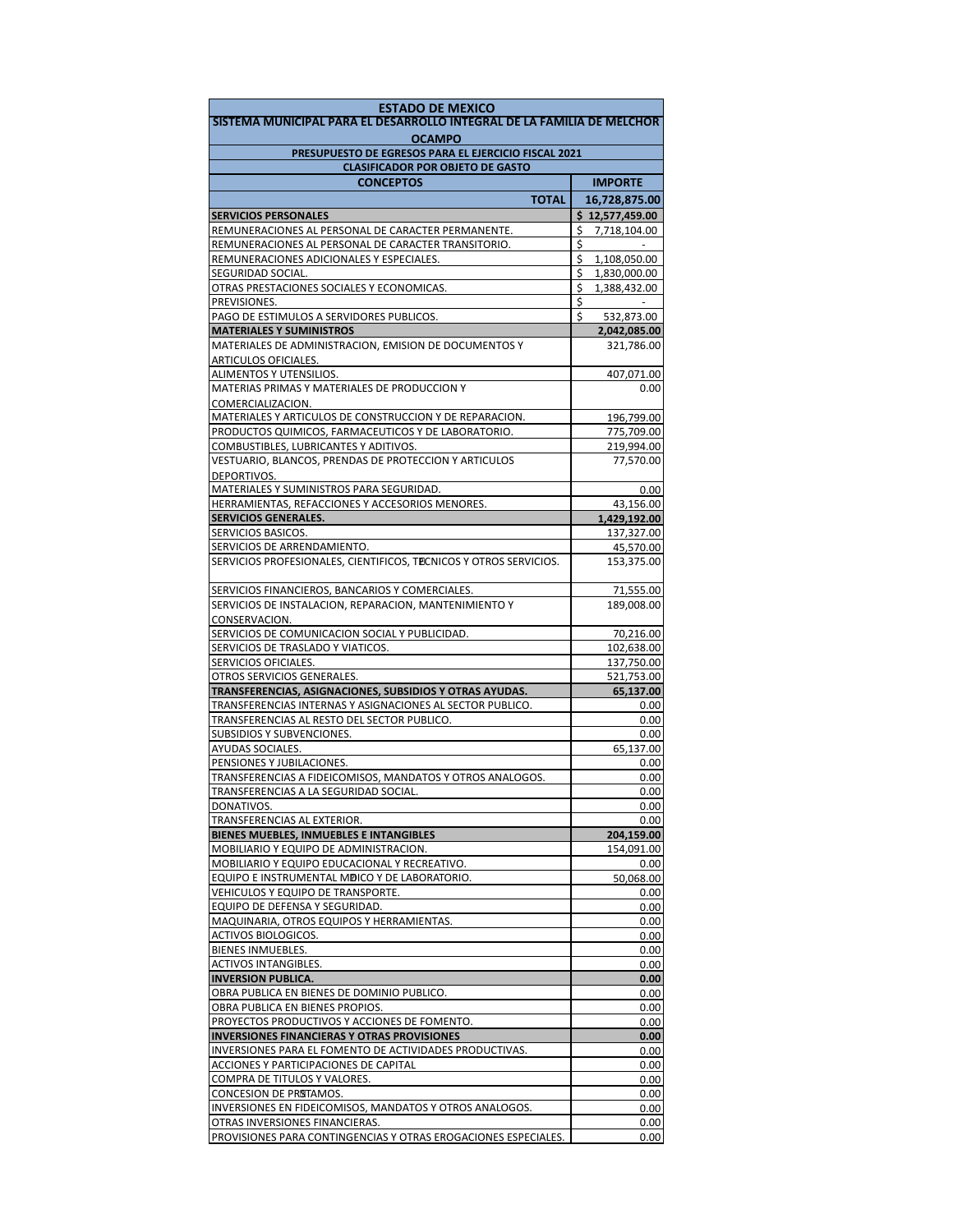| ESTADO DE MEXICO | |
|---|---|
| SISTEMA MUNICIPAL PARA EL DESARROLLO INTEGRAL DE LA FAMILIA DE MELCHOR OCAMPO | |
| PRESUPUESTO DE EGRESOS PARA EL EJERCICIO FISCAL 2021 | |
| CLASIFICADOR POR OBJETO DE GASTO | |
| **CONCEPTOS** | **IMPORTE** |
| **TOTAL** | **16,728,875.00** |
| **SERVICIOS PERSONALES** | **$ 12,577,459.00** |
| REMUNERACIONES AL PERSONAL DE CARACTER PERMANENTE. | $ 7,718,104.00 |
| REMUNERACIONES AL PERSONAL DE CARACTER TRANSITORIO. | $ - |
| REMUNERACIONES ADICIONALES Y ESPECIALES. | $ 1,108,050.00 |
| SEGURIDAD SOCIAL. | $ 1,830,000.00 |
| OTRAS PRESTACIONES SOCIALES Y ECONOMICAS. | $ 1,388,432.00 |
| PREVISIONES. | $ - |
| PAGO DE ESTIMULOS A SERVIDORES PUBLICOS. | $ 532,873.00 |
| **MATERIALES Y SUMINISTROS** | **2,042,085.00** |
| MATERIALES DE ADMINISTRACION, EMISION DE DOCUMENTOS Y ARTICULOS OFICIALES. | 321,786.00 |
| ALIMENTOS Y UTENSILIOS. | 407,071.00 |
| MATERIAS PRIMAS Y MATERIALES DE PRODUCCION Y COMERCIALIZACION. | 0.00 |
| MATERIALES Y ARTICULOS DE CONSTRUCCION Y DE REPARACION. | 196,799.00 |
| PRODUCTOS QUIMICOS, FARMACEUTICOS Y DE LABORATORIO. | 775,709.00 |
| COMBUSTIBLES, LUBRICANTES Y ADITIVOS. | 219,994.00 |
| VESTUARIO, BLANCOS, PRENDAS DE PROTECCION Y ARTICULOS DEPORTIVOS. | 77,570.00 |
| MATERIALES Y SUMINISTROS PARA SEGURIDAD. | 0.00 |
| HERRAMIENTAS, REFACCIONES Y ACCESORIOS MENORES. | 43,156.00 |
| **SERVICIOS GENERALES.** | **1,429,192.00** |
| SERVICIOS BASICOS. | 137,327.00 |
| SERVICIOS DE ARRENDAMIENTO. | 45,570.00 |
| SERVICIOS PROFESIONALES, CIENTIFICOS, TECNICOS Y OTROS SERVICIOS. | 153,375.00 |
| SERVICIOS FINANCIEROS, BANCARIOS Y COMERCIALES. | 71,555.00 |
| SERVICIOS DE INSTALACION, REPARACION, MANTENIMIENTO Y CONSERVACION. | 189,008.00 |
| SERVICIOS DE COMUNICACION SOCIAL Y PUBLICIDAD. | 70,216.00 |
| SERVICIOS DE TRASLADO Y VIATICOS. | 102,638.00 |
| SERVICIOS OFICIALES. | 137,750.00 |
| OTROS SERVICIOS GENERALES. | 521,753.00 |
| **TRANSFERENCIAS, ASIGNACIONES, SUBSIDIOS Y OTRAS AYUDAS.** | **65,137.00** |
| TRANSFERENCIAS INTERNAS Y ASIGNACIONES AL SECTOR PUBLICO. | 0.00 |
| TRANSFERENCIAS AL RESTO DEL SECTOR PUBLICO. | 0.00 |
| SUBSIDIOS Y SUBVENCIONES. | 0.00 |
| AYUDAS SOCIALES. | 65,137.00 |
| PENSIONES Y JUBILACIONES. | 0.00 |
| TRANSFERENCIAS A FIDEICOMISOS, MANDATOS Y OTROS ANALOGOS. | 0.00 |
| TRANSFERENCIAS A LA SEGURIDAD SOCIAL. | 0.00 |
| DONATIVOS. | 0.00 |
| TRANSFERENCIAS AL EXTERIOR. | 0.00 |
| **BIENES MUEBLES, INMUEBLES E INTANGIBLES** | **204,159.00** |
| MOBILIARIO Y EQUIPO DE ADMINISTRACION. | 154,091.00 |
| MOBILIARIO Y EQUIPO EDUCACIONAL Y RECREATIVO. | 0.00 |
| EQUIPO E INSTRUMENTAL MEDICO Y DE LABORATORIO. | 50,068.00 |
| VEHICULOS Y EQUIPO DE TRANSPORTE. | 0.00 |
| EQUIPO DE DEFENSA Y SEGURIDAD. | 0.00 |
| MAQUINARIA, OTROS EQUIPOS Y HERRAMIENTAS. | 0.00 |
| ACTIVOS BIOLOGICOS. | 0.00 |
| BIENES INMUEBLES. | 0.00 |
| ACTIVOS INTANGIBLES. | 0.00 |
| **INVERSION PUBLICA.** | **0.00** |
| OBRA PUBLICA EN BIENES DE DOMINIO PUBLICO. | 0.00 |
| OBRA PUBLICA EN BIENES PROPIOS. | 0.00 |
| PROYECTOS PRODUCTIVOS Y ACCIONES DE FOMENTO. | 0.00 |
| **INVERSIONES FINANCIERAS Y OTRAS PROVISIONES** | **0.00** |
| INVERSIONES PARA EL FOMENTO DE ACTIVIDADES PRODUCTIVAS. | 0.00 |
| ACCIONES Y PARTICIPACIONES DE CAPITAL | 0.00 |
| COMPRA DE TITULOS Y VALORES. | 0.00 |
| CONCESION DE PRESTAMOS. | 0.00 |
| INVERSIONES EN FIDEICOMISOS, MANDATOS Y OTROS ANALOGOS. | 0.00 |
| OTRAS INVERSIONES FINANCIERAS. | 0.00 |
| PROVISIONES PARA CONTINGENCIAS Y OTRAS EROGACIONES ESPECIALES. | 0.00 |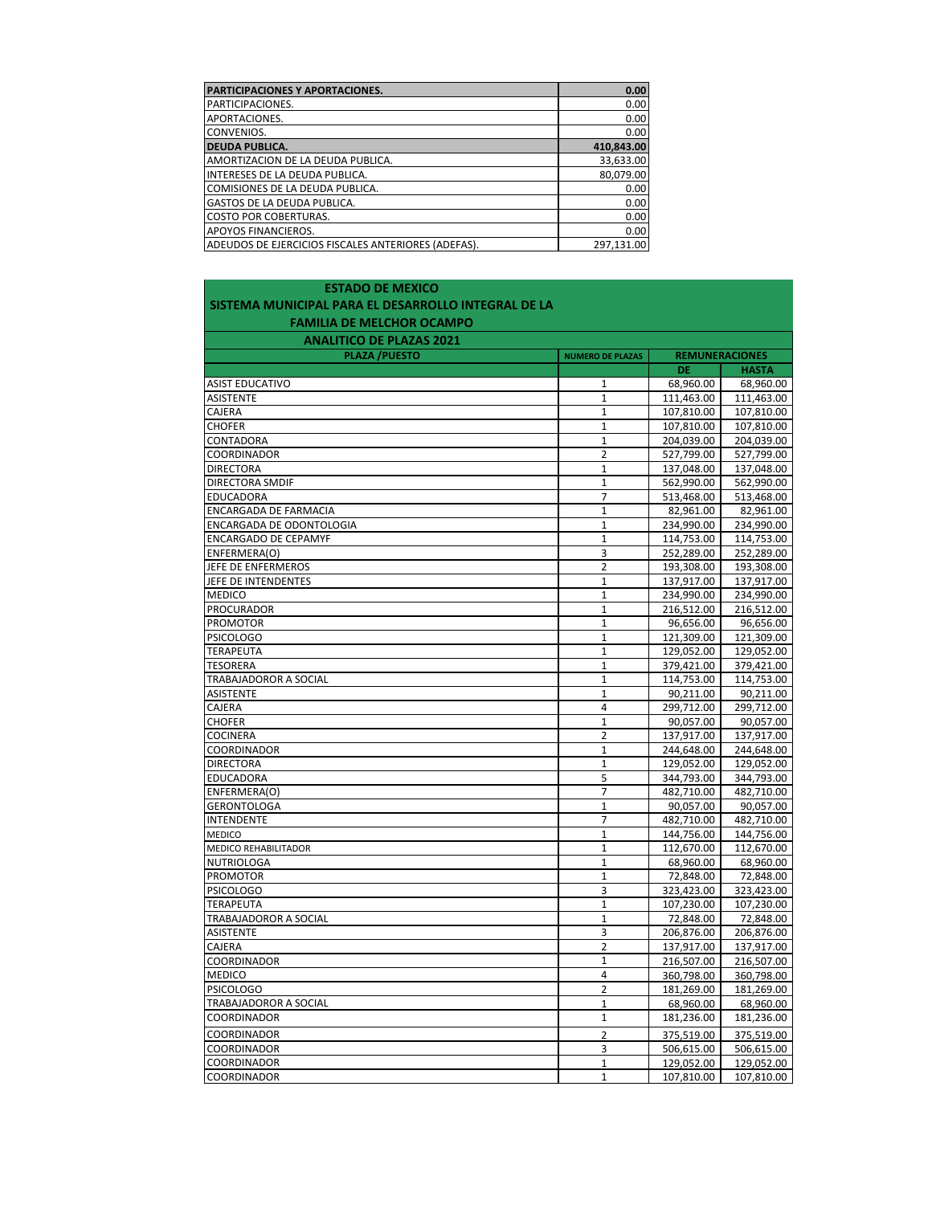| PARTICIPACIONES Y APORTACIONES. | 0.00 |
|---|---|
| PARTICIPACIONES. | 0.00 |
| APORTACIONES. | 0.00 |
| CONVENIOS. | 0.00 |
| **DEUDA PUBLICA.** | **410,843.00** |
| AMORTIZACION DE LA DEUDA PUBLICA. | 33,633.00 |
| INTERESES DE LA DEUDA PUBLICA. | 80,079.00 |
| COMISIONES DE LA DEUDA PUBLICA. | 0.00 |
| GASTOS DE LA DEUDA PUBLICA. | 0.00 |
| COSTO POR COBERTURAS. | 0.00 |
| APOYOS FINANCIEROS. | 0.00 |
| ADEUDOS DE EJERCICIOS FISCALES ANTERIORES (ADEFAS). | 297,131.00 |

## ESTADO DE MEXICO
## SISTEMA MUNICIPAL PARA EL DESARROLLO INTEGRAL DE LA FAMILIA DE MELCHOR OCAMPO
### ANALITICO DE PLAZAS 2021

| PLAZA /PUESTO | NUMERO DE PLAZAS | REMUNERACIONES | |
|---|---|---|---|
| | | DE | HASTA |
| ASIST EDUCATIVO | 1 | 68,960.00 | 68,960.00 |
| ASISTENTE | 1 | 111,463.00 | 111,463.00 |
| CAJERA | 1 | 107,810.00 | 107,810.00 |
| CHOFER | 1 | 107,810.00 | 107,810.00 |
| CONTADORA | 1 | 204,039.00 | 204,039.00 |
| COORDINADOR | 2 | 527,799.00 | 527,799.00 |
| DIRECTORA | 1 | 137,048.00 | 137,048.00 |
| DIRECTORA SMDIF | 1 | 562,990.00 | 562,990.00 |
| EDUCADORA | 7 | 513,468.00 | 513,468.00 |
| ENCARGADA DE FARMACIA | 1 | 82,961.00 | 82,961.00 |
| ENCARGADA DE ODONTOLOGIA | 1 | 234,990.00 | 234,990.00 |
| ENCARGADO DE CEPAMYF | 1 | 114,753.00 | 114,753.00 |
| ENFERMERA(O) | 3 | 252,289.00 | 252,289.00 |
| JEFE DE ENFERMEROS | 2 | 193,308.00 | 193,308.00 |
| JEFE DE INTENDENTES | 1 | 137,917.00 | 137,917.00 |
| MEDICO | 1 | 234,990.00 | 234,990.00 |
| PROCURADOR | 1 | 216,512.00 | 216,512.00 |
| PROMOTOR | 1 | 96,656.00 | 96,656.00 |
| PSICOLOGO | 1 | 121,309.00 | 121,309.00 |
| TERAPEUTA | 1 | 129,052.00 | 129,052.00 |
| TESORERA | 1 | 379,421.00 | 379,421.00 |
| TRABAJADOROR A SOCIAL | 1 | 114,753.00 | 114,753.00 |
| ASISTENTE | 1 | 90,211.00 | 90,211.00 |
| CAJERA | 4 | 299,712.00 | 299,712.00 |
| CHOFER | 1 | 90,057.00 | 90,057.00 |
| COCINERA | 2 | 137,917.00 | 137,917.00 |
| COORDINADOR | 1 | 244,648.00 | 244,648.00 |
| DIRECTORA | 1 | 129,052.00 | 129,052.00 |
| EDUCADORA | 5 | 344,793.00 | 344,793.00 |
| ENFERMERA(O) | 7 | 482,710.00 | 482,710.00 |
| GERONTOLOGA | 1 | 90,057.00 | 90,057.00 |
| INTENDENTE | 7 | 482,710.00 | 482,710.00 |
| MEDICO | 1 | 144,756.00 | 144,756.00 |
| MEDICO REHABILITADOR | 1 | 112,670.00 | 112,670.00 |
| NUTRIOLOGA | 1 | 68,960.00 | 68,960.00 |
| PROMOTOR | 1 | 72,848.00 | 72,848.00 |
| PSICOLOGO | 3 | 323,423.00 | 323,423.00 |
| TERAPEUTA | 1 | 107,230.00 | 107,230.00 |
| TRABAJADOROR A SOCIAL | 1 | 72,848.00 | 72,848.00 |
| ASISTENTE | 3 | 206,876.00 | 206,876.00 |
| CAJERA | 2 | 137,917.00 | 137,917.00 |
| COORDINADOR | 1 | 216,507.00 | 216,507.00 |
| MEDICO | 4 | 360,798.00 | 360,798.00 |
| PSICOLOGO | 2 | 181,269.00 | 181,269.00 |
| TRABAJADOROR A SOCIAL | 1 | 68,960.00 | 68,960.00 |
| COORDINADOR | 1 | 181,236.00 | 181,236.00 |
| COORDINADOR | 2 | 375,519.00 | 375,519.00 |
| COORDINADOR | 3 | 506,615.00 | 506,615.00 |
| COORDINADOR | 1 | 129,052.00 | 129,052.00 |
| COORDINADOR | 1 | 107,810.00 | 107,810.00 |